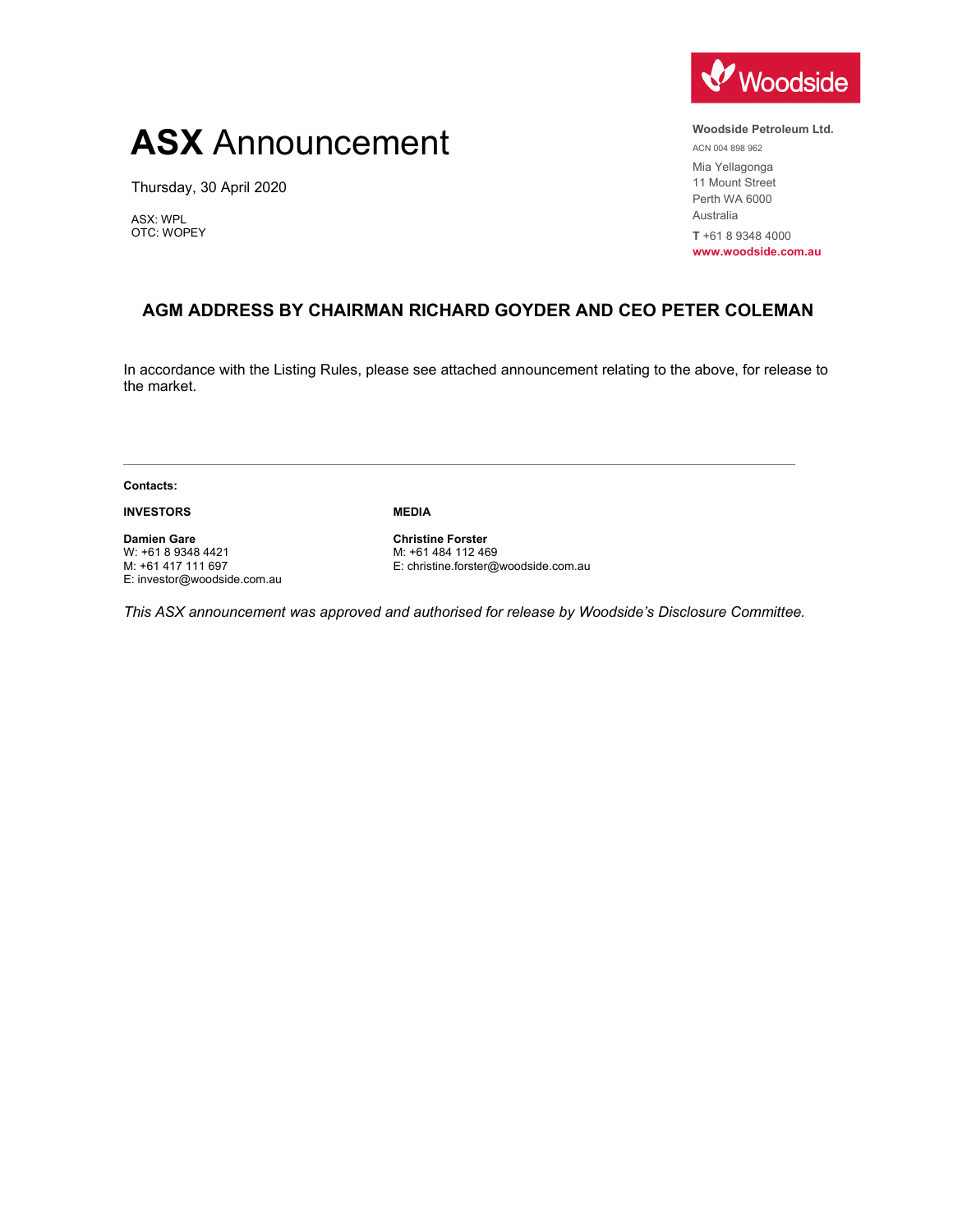# ASX Announcement

Thursday, 30 April 2020

ASX: WPL
OTC: WOPEY

**Woodside Petroleum Ltd.**
ACN 004 898 962
Mia Yellagonga
11 Mount Street
Perth WA 6000
Australia
**T** +61 8 9348 4000
**www.woodside.com.au**

## AGM ADDRESS BY CHAIRMAN RICHARD GOYDER AND CEO PETER COLEMAN

In accordance with the Listing Rules, please see attached announcement relating to the above, for release to the market.

---

**Contacts:**

**INVESTORS**

**Damien Gare**
W: +61 8 9348 4421
M: +61 417 111 697
E: investor@woodside.com.au

**MEDIA**

**Christine Forster**
M: +61 484 112 469
E: christine.forster@woodside.com.au

*This ASX announcement was approved and authorised for release by Woodside's Disclosure Committee.*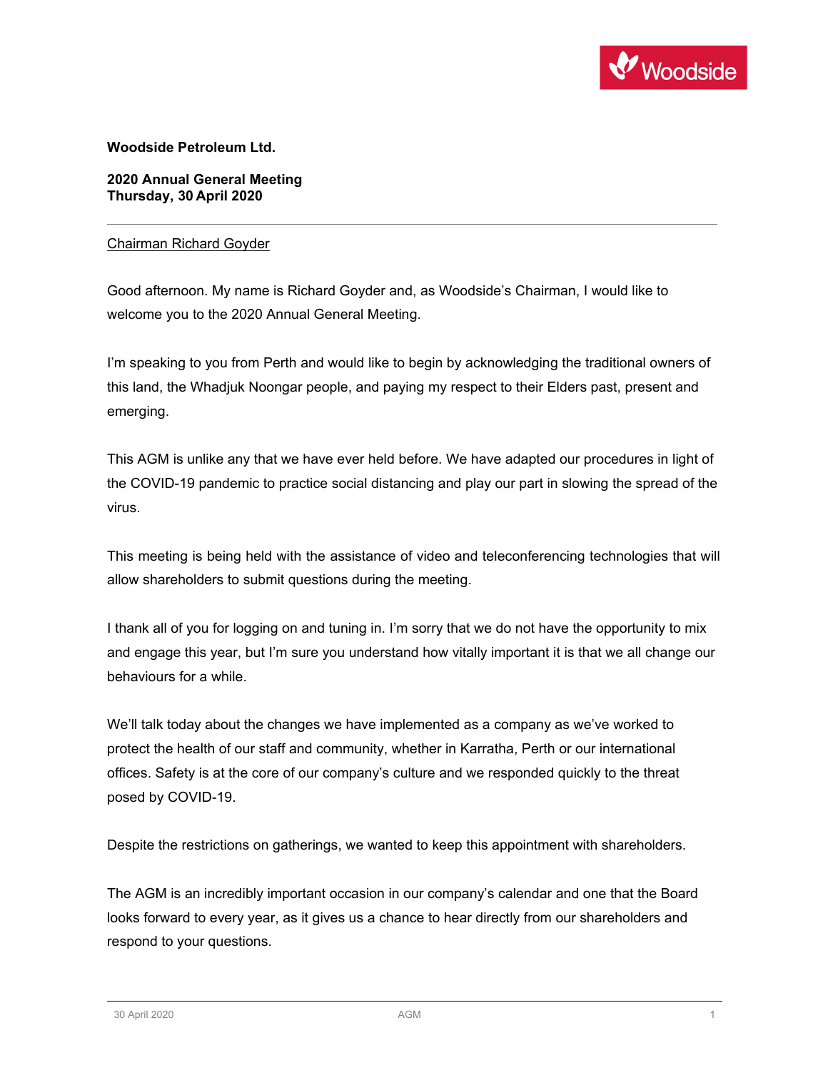**Woodside Petroleum Ltd.**

**2020 Annual General Meeting**
**Thursday, 30 April 2020**

---

Chairman Richard Goyder

Good afternoon. My name is Richard Goyder and, as Woodside's Chairman, I would like to welcome you to the 2020 Annual General Meeting.

I'm speaking to you from Perth and would like to begin by acknowledging the traditional owners of this land, the Whadjuk Noongar people, and paying my respect to their Elders past, present and emerging.

This AGM is unlike any that we have ever held before. We have adapted our procedures in light of the COVID-19 pandemic to practice social distancing and play our part in slowing the spread of the virus.

This meeting is being held with the assistance of video and teleconferencing technologies that will allow shareholders to submit questions during the meeting.

I thank all of you for logging on and tuning in. I'm sorry that we do not have the opportunity to mix and engage this year, but I'm sure you understand how vitally important it is that we all change our behaviours for a while.

We'll talk today about the changes we have implemented as a company as we've worked to protect the health of our staff and community, whether in Karratha, Perth or our international offices. Safety is at the core of our company's culture and we responded quickly to the threat posed by COVID-19.

Despite the restrictions on gatherings, we wanted to keep this appointment with shareholders.

The AGM is an incredibly important occasion in our company's calendar and one that the Board looks forward to every year, as it gives us a chance to hear directly from our shareholders and respond to your questions.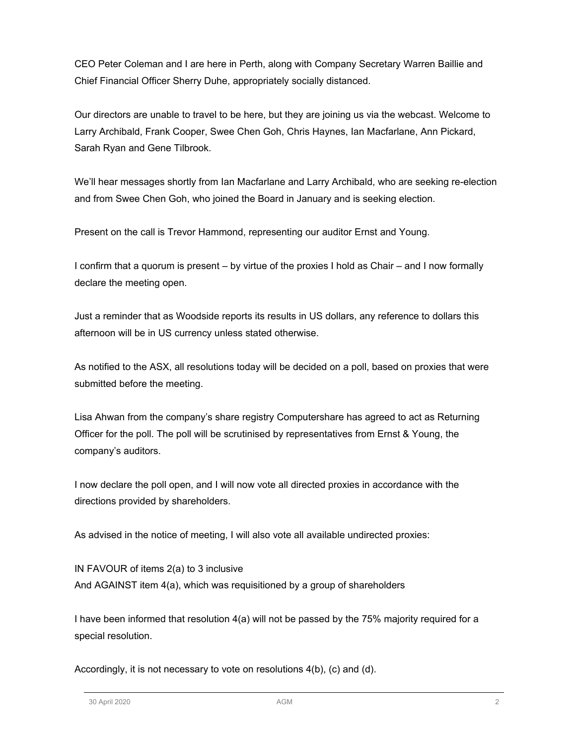CEO Peter Coleman and I are here in Perth, along with Company Secretary Warren Baillie and Chief Financial Officer Sherry Duhe, appropriately socially distanced.

Our directors are unable to travel to be here, but they are joining us via the webcast. Welcome to Larry Archibald, Frank Cooper, Swee Chen Goh, Chris Haynes, Ian Macfarlane, Ann Pickard, Sarah Ryan and Gene Tilbrook.

We'll hear messages shortly from Ian Macfarlane and Larry Archibald, who are seeking re-election and from Swee Chen Goh, who joined the Board in January and is seeking election.

Present on the call is Trevor Hammond, representing our auditor Ernst and Young.

I confirm that a quorum is present – by virtue of the proxies I hold as Chair – and I now formally declare the meeting open.

Just a reminder that as Woodside reports its results in US dollars, any reference to dollars this afternoon will be in US currency unless stated otherwise.

As notified to the ASX, all resolutions today will be decided on a poll, based on proxies that were submitted before the meeting.

Lisa Ahwan from the company's share registry Computershare has agreed to act as Returning Officer for the poll. The poll will be scrutinised by representatives from Ernst & Young, the company's auditors.

I now declare the poll open, and I will now vote all directed proxies in accordance with the directions provided by shareholders.

As advised in the notice of meeting, I will also vote all available undirected proxies:

IN FAVOUR of items 2(a) to 3 inclusive
And AGAINST item 4(a), which was requisitioned by a group of shareholders

I have been informed that resolution 4(a) will not be passed by the 75% majority required for a special resolution.

Accordingly, it is not necessary to vote on resolutions 4(b), (c) and (d).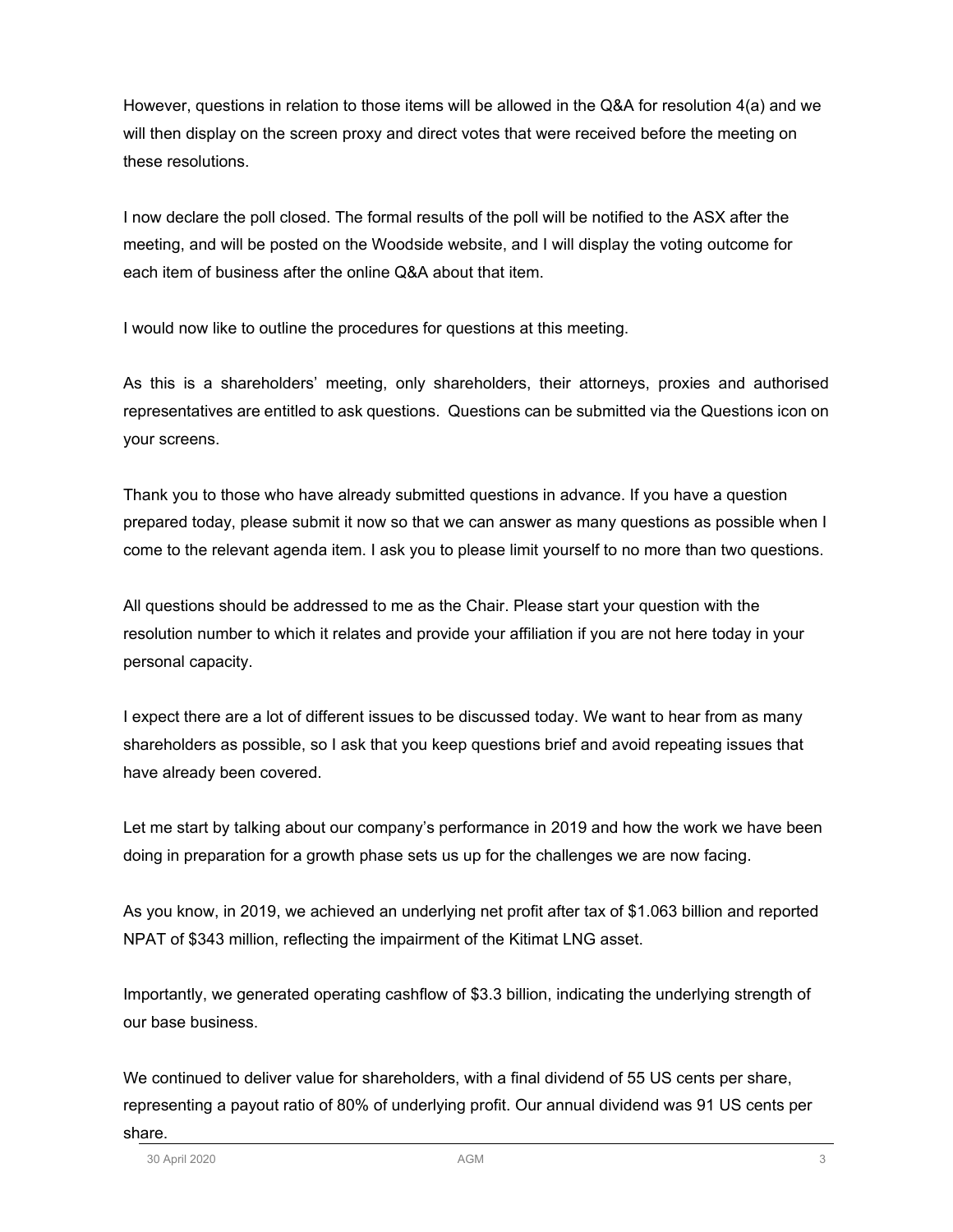However, questions in relation to those items will be allowed in the Q&A for resolution 4(a) and we will then display on the screen proxy and direct votes that were received before the meeting on these resolutions.

I now declare the poll closed. The formal results of the poll will be notified to the ASX after the meeting, and will be posted on the Woodside website, and I will display the voting outcome for each item of business after the online Q&A about that item.

I would now like to outline the procedures for questions at this meeting.

As this is a shareholders' meeting, only shareholders, their attorneys, proxies and authorised representatives are entitled to ask questions. Questions can be submitted via the Questions icon on your screens.

Thank you to those who have already submitted questions in advance. If you have a question prepared today, please submit it now so that we can answer as many questions as possible when I come to the relevant agenda item. I ask you to please limit yourself to no more than two questions.

All questions should be addressed to me as the Chair. Please start your question with the resolution number to which it relates and provide your affiliation if you are not here today in your personal capacity.

I expect there are a lot of different issues to be discussed today. We want to hear from as many shareholders as possible, so I ask that you keep questions brief and avoid repeating issues that have already been covered.

Let me start by talking about our company's performance in 2019 and how the work we have been doing in preparation for a growth phase sets us up for the challenges we are now facing.

As you know, in 2019, we achieved an underlying net profit after tax of $1.063 billion and reported NPAT of $343 million, reflecting the impairment of the Kitimat LNG asset.

Importantly, we generated operating cashflow of $3.3 billion, indicating the underlying strength of our base business.

We continued to deliver value for shareholders, with a final dividend of 55 US cents per share, representing a payout ratio of 80% of underlying profit. Our annual dividend was 91 US cents per share.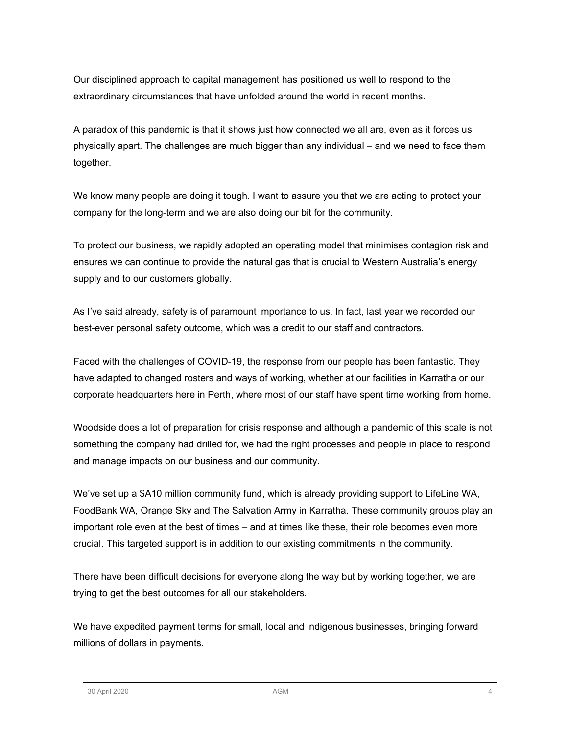Our disciplined approach to capital management has positioned us well to respond to the extraordinary circumstances that have unfolded around the world in recent months.

A paradox of this pandemic is that it shows just how connected we all are, even as it forces us physically apart. The challenges are much bigger than any individual – and we need to face them together.

We know many people are doing it tough. I want to assure you that we are acting to protect your company for the long-term and we are also doing our bit for the community.

To protect our business, we rapidly adopted an operating model that minimises contagion risk and ensures we can continue to provide the natural gas that is crucial to Western Australia's energy supply and to our customers globally.

As I've said already, safety is of paramount importance to us. In fact, last year we recorded our best-ever personal safety outcome, which was a credit to our staff and contractors.

Faced with the challenges of COVID-19, the response from our people has been fantastic. They have adapted to changed rosters and ways of working, whether at our facilities in Karratha or our corporate headquarters here in Perth, where most of our staff have spent time working from home.

Woodside does a lot of preparation for crisis response and although a pandemic of this scale is not something the company had drilled for, we had the right processes and people in place to respond and manage impacts on our business and our community.

We've set up a $A10 million community fund, which is already providing support to LifeLine WA, FoodBank WA, Orange Sky and The Salvation Army in Karratha. These community groups play an important role even at the best of times – and at times like these, their role becomes even more crucial. This targeted support is in addition to our existing commitments in the community.

There have been difficult decisions for everyone along the way but by working together, we are trying to get the best outcomes for all our stakeholders.

We have expedited payment terms for small, local and indigenous businesses, bringing forward millions of dollars in payments.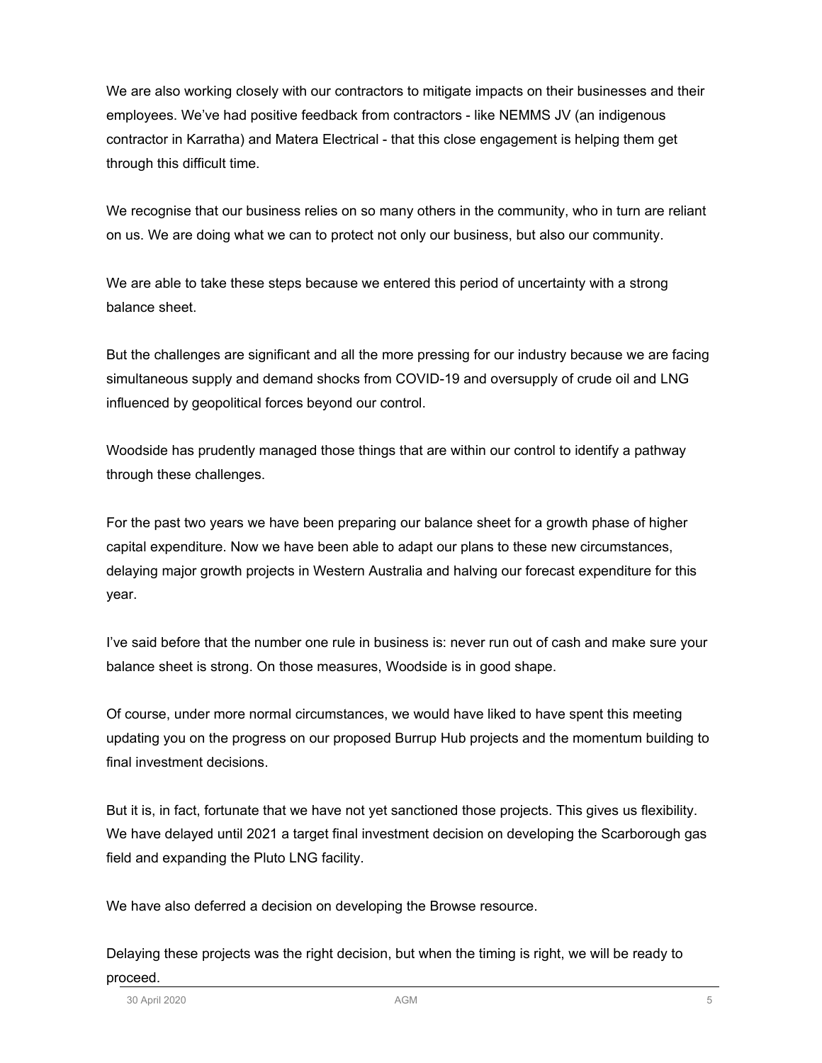We are also working closely with our contractors to mitigate impacts on their businesses and their employees. We've had positive feedback from contractors - like NEMMS JV (an indigenous contractor in Karratha) and Matera Electrical - that this close engagement is helping them get through this difficult time.

We recognise that our business relies on so many others in the community, who in turn are reliant on us. We are doing what we can to protect not only our business, but also our community.

We are able to take these steps because we entered this period of uncertainty with a strong balance sheet.

But the challenges are significant and all the more pressing for our industry because we are facing simultaneous supply and demand shocks from COVID-19 and oversupply of crude oil and LNG influenced by geopolitical forces beyond our control.

Woodside has prudently managed those things that are within our control to identify a pathway through these challenges.

For the past two years we have been preparing our balance sheet for a growth phase of higher capital expenditure. Now we have been able to adapt our plans to these new circumstances, delaying major growth projects in Western Australia and halving our forecast expenditure for this year.

I've said before that the number one rule in business is: never run out of cash and make sure your balance sheet is strong. On those measures, Woodside is in good shape.

Of course, under more normal circumstances, we would have liked to have spent this meeting updating you on the progress on our proposed Burrup Hub projects and the momentum building to final investment decisions.

But it is, in fact, fortunate that we have not yet sanctioned those projects. This gives us flexibility. We have delayed until 2021 a target final investment decision on developing the Scarborough gas field and expanding the Pluto LNG facility.

We have also deferred a decision on developing the Browse resource.

Delaying these projects was the right decision, but when the timing is right, we will be ready to proceed.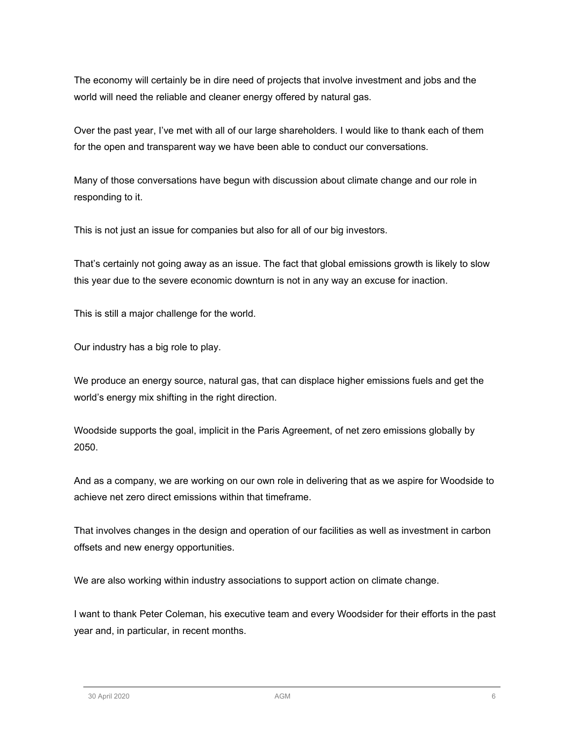The economy will certainly be in dire need of projects that involve investment and jobs and the world will need the reliable and cleaner energy offered by natural gas.

Over the past year, I've met with all of our large shareholders. I would like to thank each of them for the open and transparent way we have been able to conduct our conversations.

Many of those conversations have begun with discussion about climate change and our role in responding to it.

This is not just an issue for companies but also for all of our big investors.

That's certainly not going away as an issue. The fact that global emissions growth is likely to slow this year due to the severe economic downturn is not in any way an excuse for inaction.

This is still a major challenge for the world.

Our industry has a big role to play.

We produce an energy source, natural gas, that can displace higher emissions fuels and get the world's energy mix shifting in the right direction.

Woodside supports the goal, implicit in the Paris Agreement, of net zero emissions globally by 2050.

And as a company, we are working on our own role in delivering that as we aspire for Woodside to achieve net zero direct emissions within that timeframe.

That involves changes in the design and operation of our facilities as well as investment in carbon offsets and new energy opportunities.

We are also working within industry associations to support action on climate change.

I want to thank Peter Coleman, his executive team and every Woodsider for their efforts in the past year and, in particular, in recent months.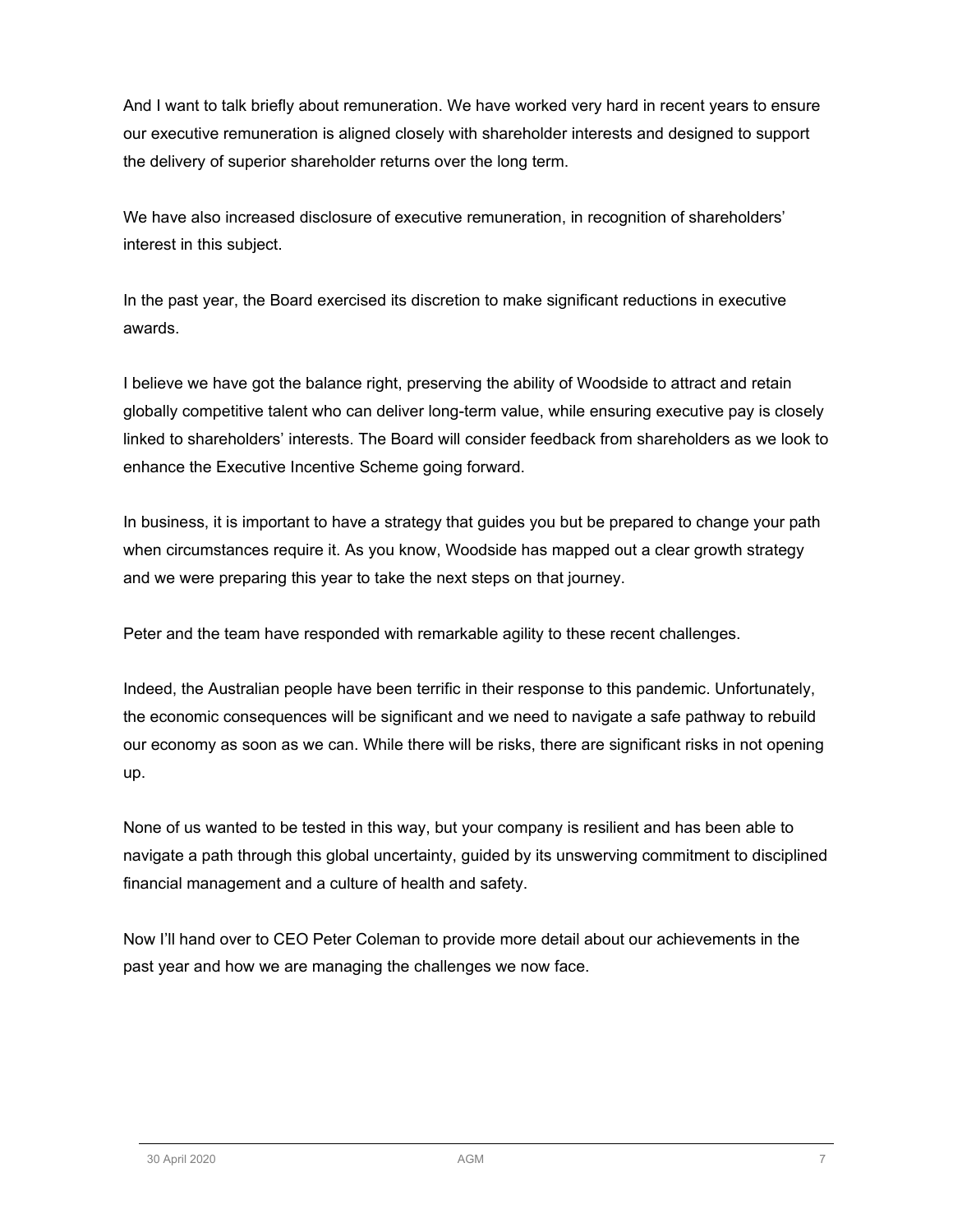And I want to talk briefly about remuneration. We have worked very hard in recent years to ensure our executive remuneration is aligned closely with shareholder interests and designed to support the delivery of superior shareholder returns over the long term.

We have also increased disclosure of executive remuneration, in recognition of shareholders' interest in this subject.

In the past year, the Board exercised its discretion to make significant reductions in executive awards.

I believe we have got the balance right, preserving the ability of Woodside to attract and retain globally competitive talent who can deliver long-term value, while ensuring executive pay is closely linked to shareholders' interests. The Board will consider feedback from shareholders as we look to enhance the Executive Incentive Scheme going forward.

In business, it is important to have a strategy that guides you but be prepared to change your path when circumstances require it. As you know, Woodside has mapped out a clear growth strategy and we were preparing this year to take the next steps on that journey.

Peter and the team have responded with remarkable agility to these recent challenges.

Indeed, the Australian people have been terrific in their response to this pandemic. Unfortunately, the economic consequences will be significant and we need to navigate a safe pathway to rebuild our economy as soon as we can. While there will be risks, there are significant risks in not opening up.

None of us wanted to be tested in this way, but your company is resilient and has been able to navigate a path through this global uncertainty, guided by its unswerving commitment to disciplined financial management and a culture of health and safety.

Now I'll hand over to CEO Peter Coleman to provide more detail about our achievements in the past year and how we are managing the challenges we now face.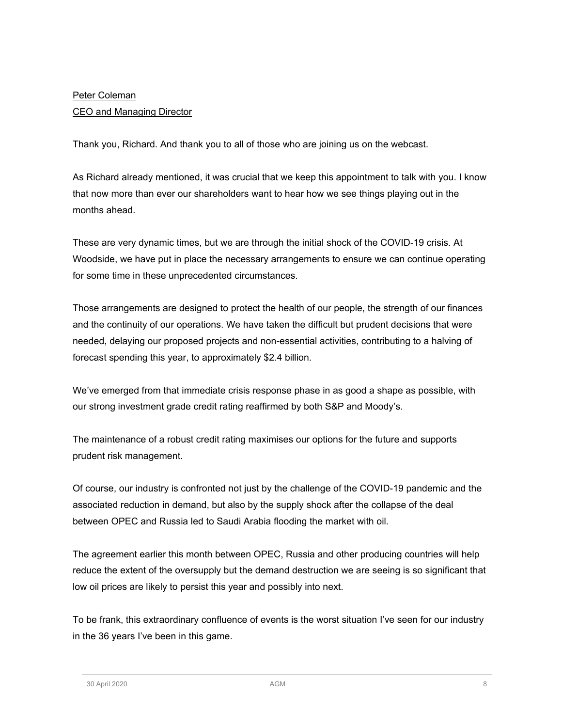Peter Coleman
CEO and Managing Director

Thank you, Richard. And thank you to all of those who are joining us on the webcast.

As Richard already mentioned, it was crucial that we keep this appointment to talk with you. I know that now more than ever our shareholders want to hear how we see things playing out in the months ahead.

These are very dynamic times, but we are through the initial shock of the COVID-19 crisis. At Woodside, we have put in place the necessary arrangements to ensure we can continue operating for some time in these unprecedented circumstances.

Those arrangements are designed to protect the health of our people, the strength of our finances and the continuity of our operations. We have taken the difficult but prudent decisions that were needed, delaying our proposed projects and non-essential activities, contributing to a halving of forecast spending this year, to approximately $2.4 billion.

We've emerged from that immediate crisis response phase in as good a shape as possible, with our strong investment grade credit rating reaffirmed by both S&P and Moody's.

The maintenance of a robust credit rating maximises our options for the future and supports prudent risk management.

Of course, our industry is confronted not just by the challenge of the COVID-19 pandemic and the associated reduction in demand, but also by the supply shock after the collapse of the deal between OPEC and Russia led to Saudi Arabia flooding the market with oil.

The agreement earlier this month between OPEC, Russia and other producing countries will help reduce the extent of the oversupply but the demand destruction we are seeing is so significant that low oil prices are likely to persist this year and possibly into next.

To be frank, this extraordinary confluence of events is the worst situation I've seen for our industry in the 36 years I've been in this game.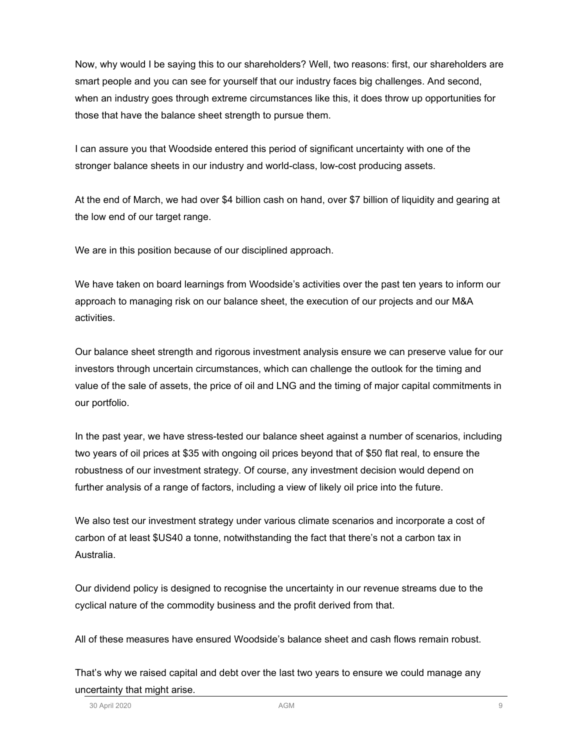Now, why would I be saying this to our shareholders? Well, two reasons: first, our shareholders are smart people and you can see for yourself that our industry faces big challenges. And second, when an industry goes through extreme circumstances like this, it does throw up opportunities for those that have the balance sheet strength to pursue them.

I can assure you that Woodside entered this period of significant uncertainty with one of the stronger balance sheets in our industry and world-class, low-cost producing assets.

At the end of March, we had over $4 billion cash on hand, over $7 billion of liquidity and gearing at the low end of our target range.

We are in this position because of our disciplined approach.

We have taken on board learnings from Woodside's activities over the past ten years to inform our approach to managing risk on our balance sheet, the execution of our projects and our M&A activities.

Our balance sheet strength and rigorous investment analysis ensure we can preserve value for our investors through uncertain circumstances, which can challenge the outlook for the timing and value of the sale of assets, the price of oil and LNG and the timing of major capital commitments in our portfolio.

In the past year, we have stress-tested our balance sheet against a number of scenarios, including two years of oil prices at $35 with ongoing oil prices beyond that of $50 flat real, to ensure the robustness of our investment strategy. Of course, any investment decision would depend on further analysis of a range of factors, including a view of likely oil price into the future.

We also test our investment strategy under various climate scenarios and incorporate a cost of carbon of at least $US40 a tonne, notwithstanding the fact that there's not a carbon tax in Australia.

Our dividend policy is designed to recognise the uncertainty in our revenue streams due to the cyclical nature of the commodity business and the profit derived from that.

All of these measures have ensured Woodside's balance sheet and cash flows remain robust.

That's why we raised capital and debt over the last two years to ensure we could manage any uncertainty that might arise.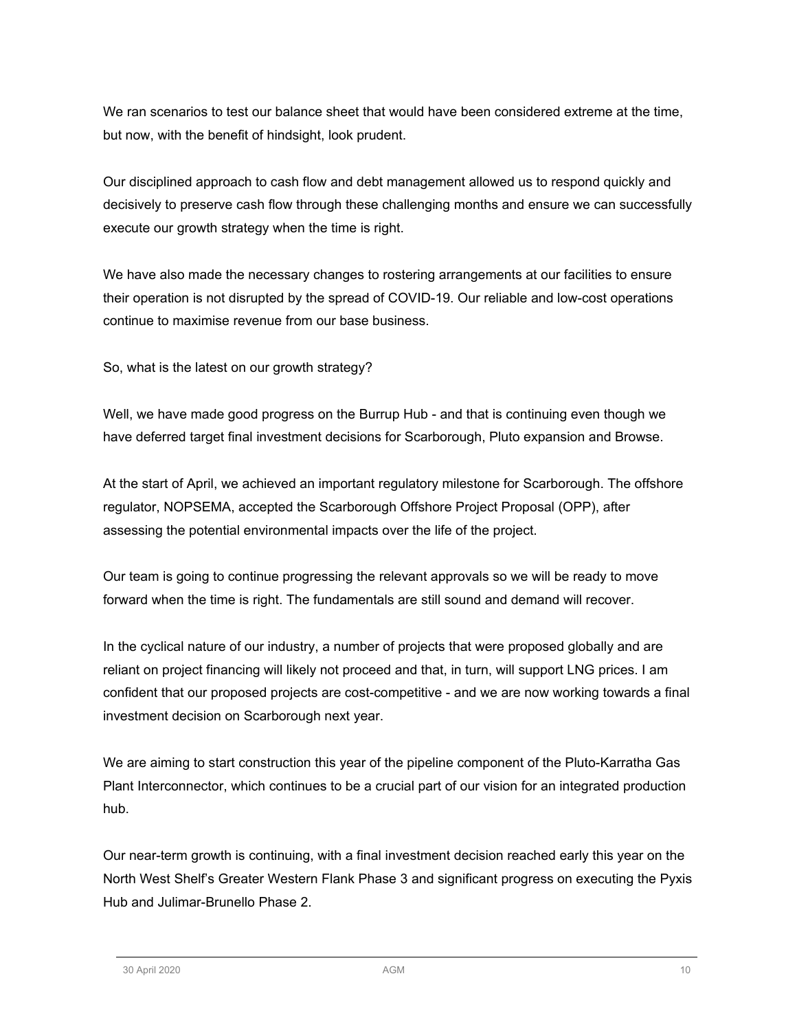We ran scenarios to test our balance sheet that would have been considered extreme at the time, but now, with the benefit of hindsight, look prudent.

Our disciplined approach to cash flow and debt management allowed us to respond quickly and decisively to preserve cash flow through these challenging months and ensure we can successfully execute our growth strategy when the time is right.

We have also made the necessary changes to rostering arrangements at our facilities to ensure their operation is not disrupted by the spread of COVID-19. Our reliable and low-cost operations continue to maximise revenue from our base business.

So, what is the latest on our growth strategy?

Well, we have made good progress on the Burrup Hub - and that is continuing even though we have deferred target final investment decisions for Scarborough, Pluto expansion and Browse.

At the start of April, we achieved an important regulatory milestone for Scarborough. The offshore regulator, NOPSEMA, accepted the Scarborough Offshore Project Proposal (OPP), after assessing the potential environmental impacts over the life of the project.

Our team is going to continue progressing the relevant approvals so we will be ready to move forward when the time is right. The fundamentals are still sound and demand will recover.

In the cyclical nature of our industry, a number of projects that were proposed globally and are reliant on project financing will likely not proceed and that, in turn, will support LNG prices. I am confident that our proposed projects are cost-competitive - and we are now working towards a final investment decision on Scarborough next year.

We are aiming to start construction this year of the pipeline component of the Pluto-Karratha Gas Plant Interconnector, which continues to be a crucial part of our vision for an integrated production hub.

Our near-term growth is continuing, with a final investment decision reached early this year on the North West Shelf's Greater Western Flank Phase 3 and significant progress on executing the Pyxis Hub and Julimar-Brunello Phase 2.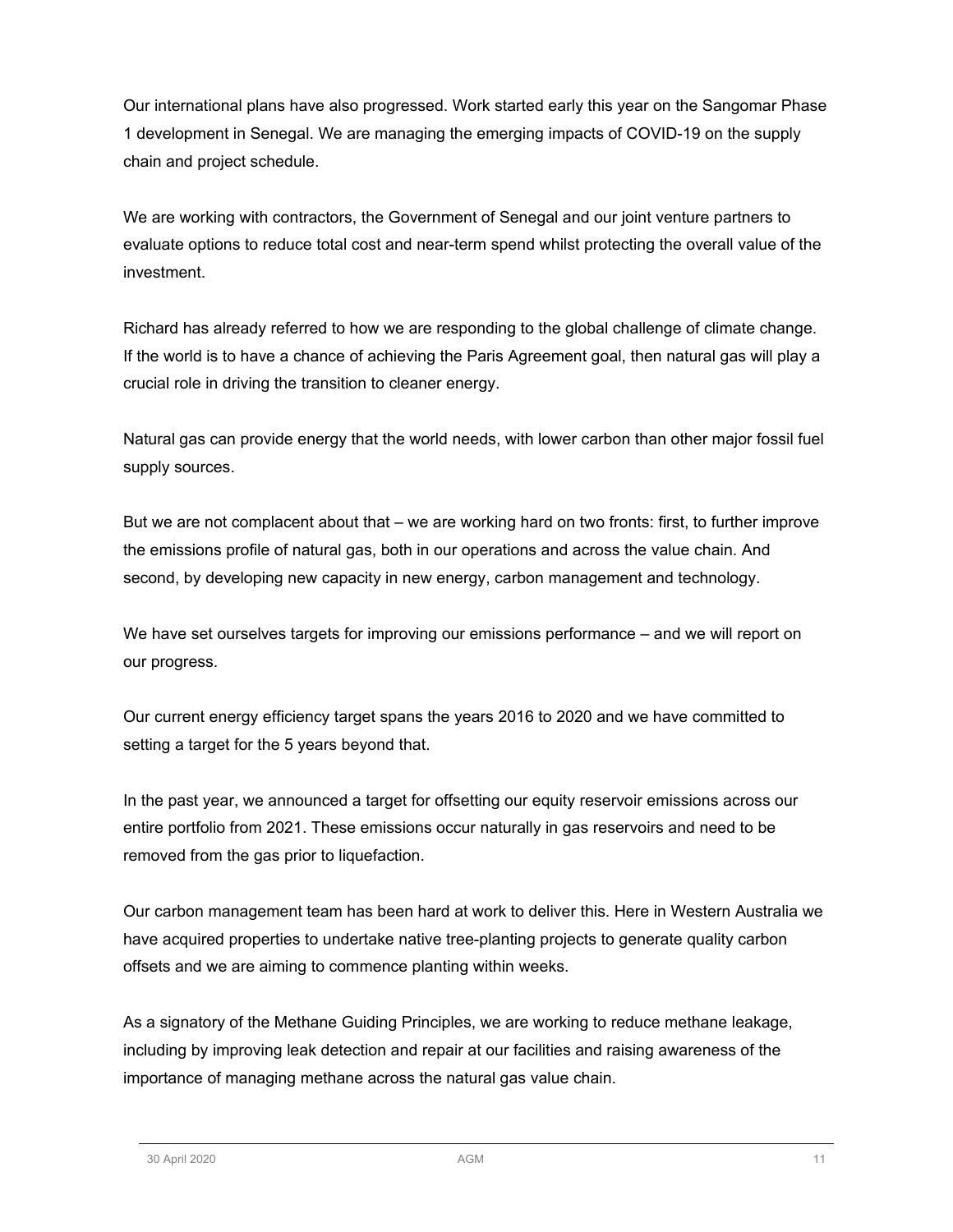Our international plans have also progressed. Work started early this year on the Sangomar Phase 1 development in Senegal. We are managing the emerging impacts of COVID-19 on the supply chain and project schedule.

We are working with contractors, the Government of Senegal and our joint venture partners to evaluate options to reduce total cost and near-term spend whilst protecting the overall value of the investment.

Richard has already referred to how we are responding to the global challenge of climate change. If the world is to have a chance of achieving the Paris Agreement goal, then natural gas will play a crucial role in driving the transition to cleaner energy.

Natural gas can provide energy that the world needs, with lower carbon than other major fossil fuel supply sources.

But we are not complacent about that – we are working hard on two fronts: first, to further improve the emissions profile of natural gas, both in our operations and across the value chain. And second, by developing new capacity in new energy, carbon management and technology.

We have set ourselves targets for improving our emissions performance – and we will report on our progress.

Our current energy efficiency target spans the years 2016 to 2020 and we have committed to setting a target for the 5 years beyond that.

In the past year, we announced a target for offsetting our equity reservoir emissions across our entire portfolio from 2021. These emissions occur naturally in gas reservoirs and need to be removed from the gas prior to liquefaction.

Our carbon management team has been hard at work to deliver this. Here in Western Australia we have acquired properties to undertake native tree-planting projects to generate quality carbon offsets and we are aiming to commence planting within weeks.

As a signatory of the Methane Guiding Principles, we are working to reduce methane leakage, including by improving leak detection and repair at our facilities and raising awareness of the importance of managing methane across the natural gas value chain.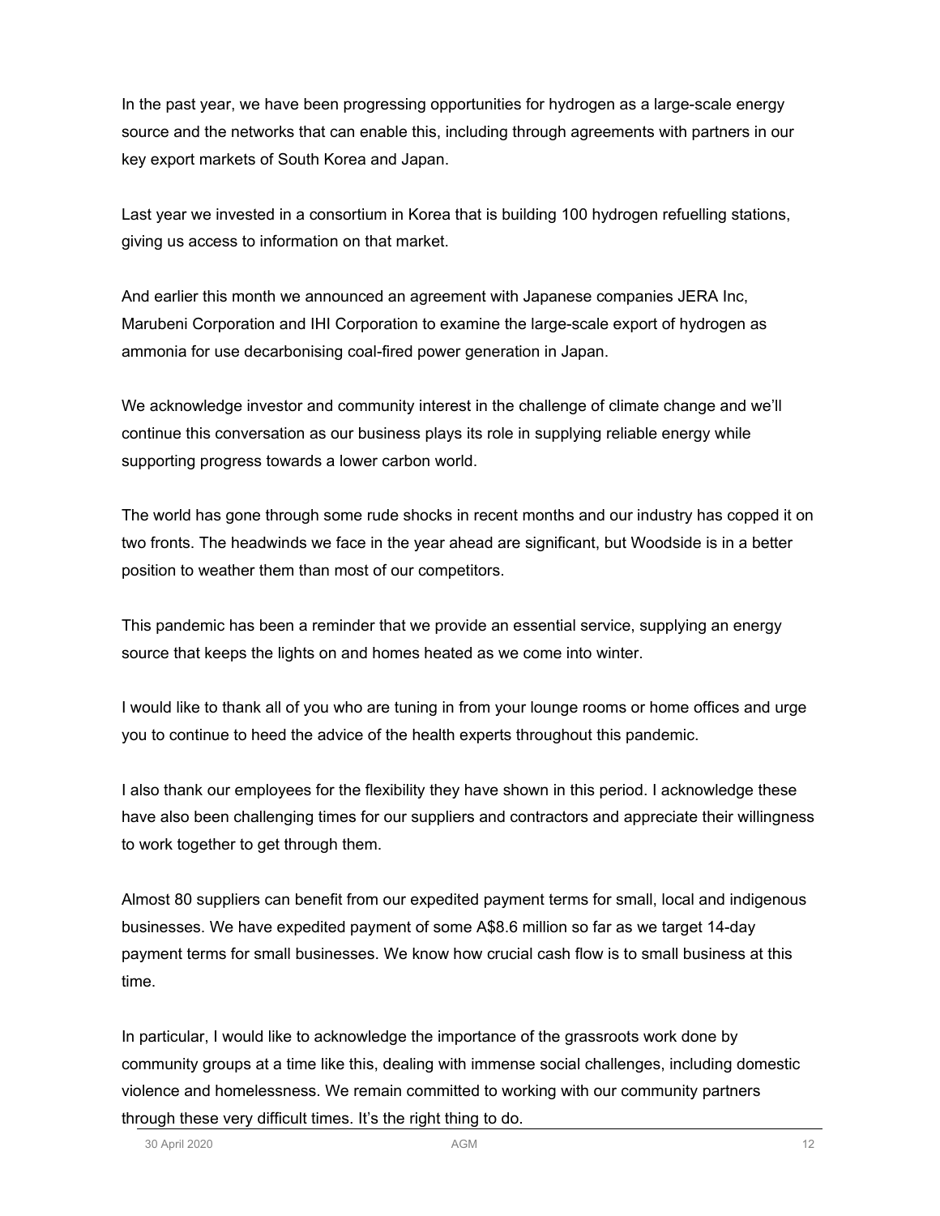In the past year, we have been progressing opportunities for hydrogen as a large-scale energy source and the networks that can enable this, including through agreements with partners in our key export markets of South Korea and Japan.

Last year we invested in a consortium in Korea that is building 100 hydrogen refuelling stations, giving us access to information on that market.

And earlier this month we announced an agreement with Japanese companies JERA Inc, Marubeni Corporation and IHI Corporation to examine the large-scale export of hydrogen as ammonia for use decarbonising coal-fired power generation in Japan.

We acknowledge investor and community interest in the challenge of climate change and we'll continue this conversation as our business plays its role in supplying reliable energy while supporting progress towards a lower carbon world.

The world has gone through some rude shocks in recent months and our industry has copped it on two fronts. The headwinds we face in the year ahead are significant, but Woodside is in a better position to weather them than most of our competitors.

This pandemic has been a reminder that we provide an essential service, supplying an energy source that keeps the lights on and homes heated as we come into winter.

I would like to thank all of you who are tuning in from your lounge rooms or home offices and urge you to continue to heed the advice of the health experts throughout this pandemic.

I also thank our employees for the flexibility they have shown in this period. I acknowledge these have also been challenging times for our suppliers and contractors and appreciate their willingness to work together to get through them.

Almost 80 suppliers can benefit from our expedited payment terms for small, local and indigenous businesses. We have expedited payment of some A$8.6 million so far as we target 14-day payment terms for small businesses. We know how crucial cash flow is to small business at this time.

In particular, I would like to acknowledge the importance of the grassroots work done by community groups at a time like this, dealing with immense social challenges, including domestic violence and homelessness. We remain committed to working with our community partners through these very difficult times. It's the right thing to do.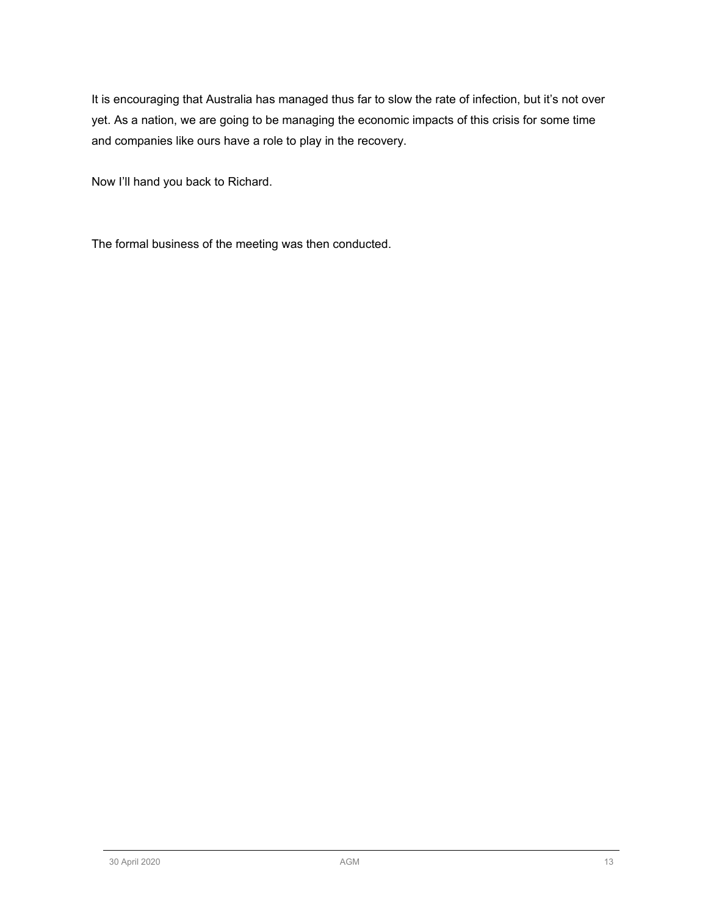It is encouraging that Australia has managed thus far to slow the rate of infection, but it's not over yet. As a nation, we are going to be managing the economic impacts of this crisis for some time and companies like ours have a role to play in the recovery.

Now I'll hand you back to Richard.

The formal business of the meeting was then conducted.